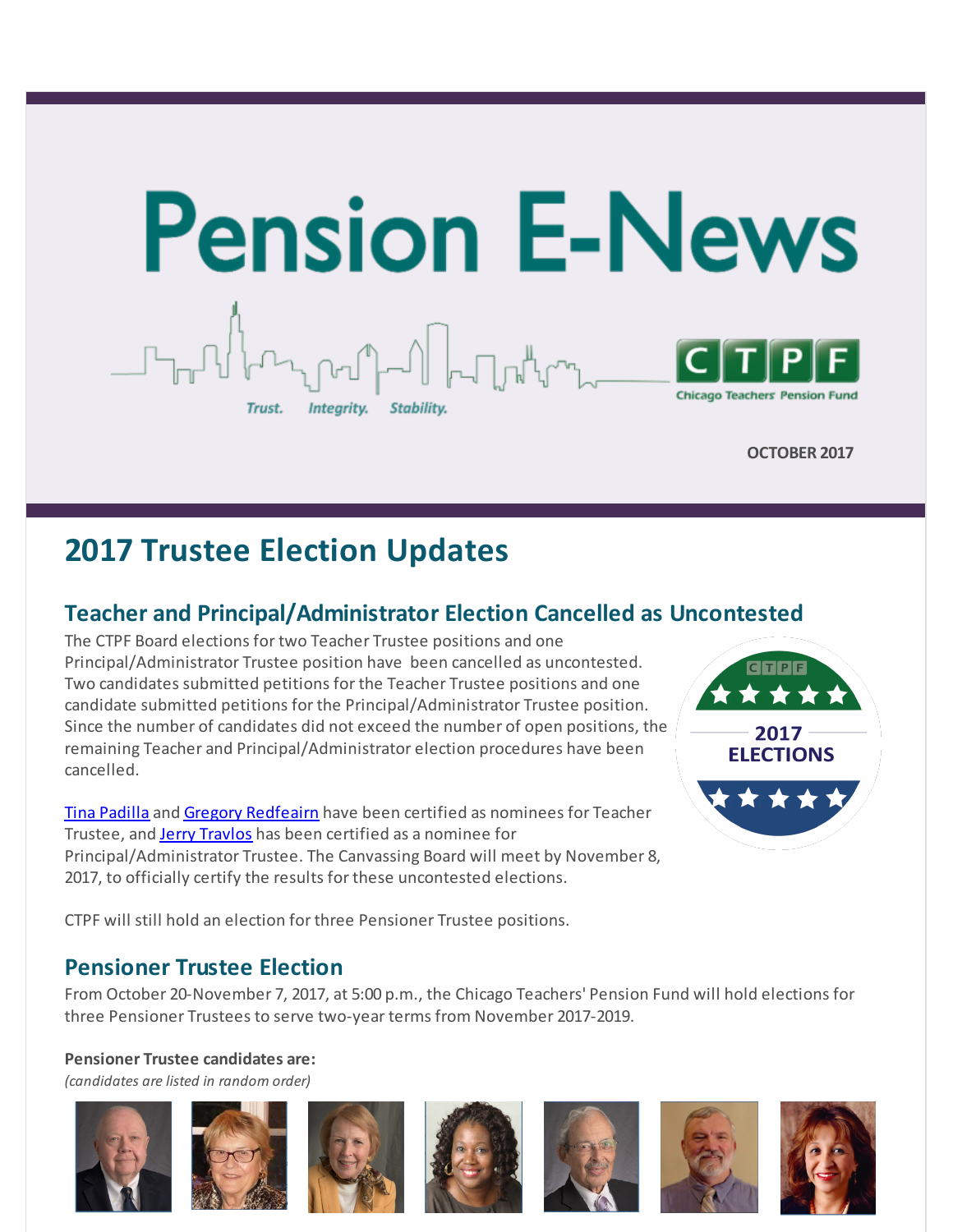# Pension E-News

Trust. Integrity. Stability.

CTPF Chicago Teachers' Pension Fund

**OCTOBER 2017**

## 2017 Trustee Election Updates

### Teacher and Principal/Administrator Election Cancelled as Uncontested

The CTPF Board elections for two Teacher Trustee positions and one Principal/Administrator Trustee position have been cancelled as uncontested. Two candidates submitted petitions for the Teacher Trustee positions and one candidate submitted petitions for the Principal/Administrator Trustee position. Since the number of candidates did not exceed the number of open positions, the remaining Teacher and Principal/Administrator election procedures have been cancelled.

Tina Padilla and Gregory Redfeairn have been certified as nominees for Teacher Trustee, and Jerry Travlos has been certified as a nominee for Principal/Administrator Trustee. The Canvassing Board will meet by November 8, 2017, to officially certify the results for these uncontested elections.

CTPF will still hold an election for three Pensioner Trustee positions.

### Pensioner Trustee Election

From October 20-November 7, 2017, at 5:00 p.m., the Chicago Teachers' Pension Fund will hold elections for three Pensioner Trustees to serve two-year terms from November 2017-2019.

**Pensioner Trustee candidates are:**

*(candidates are listed in random order)*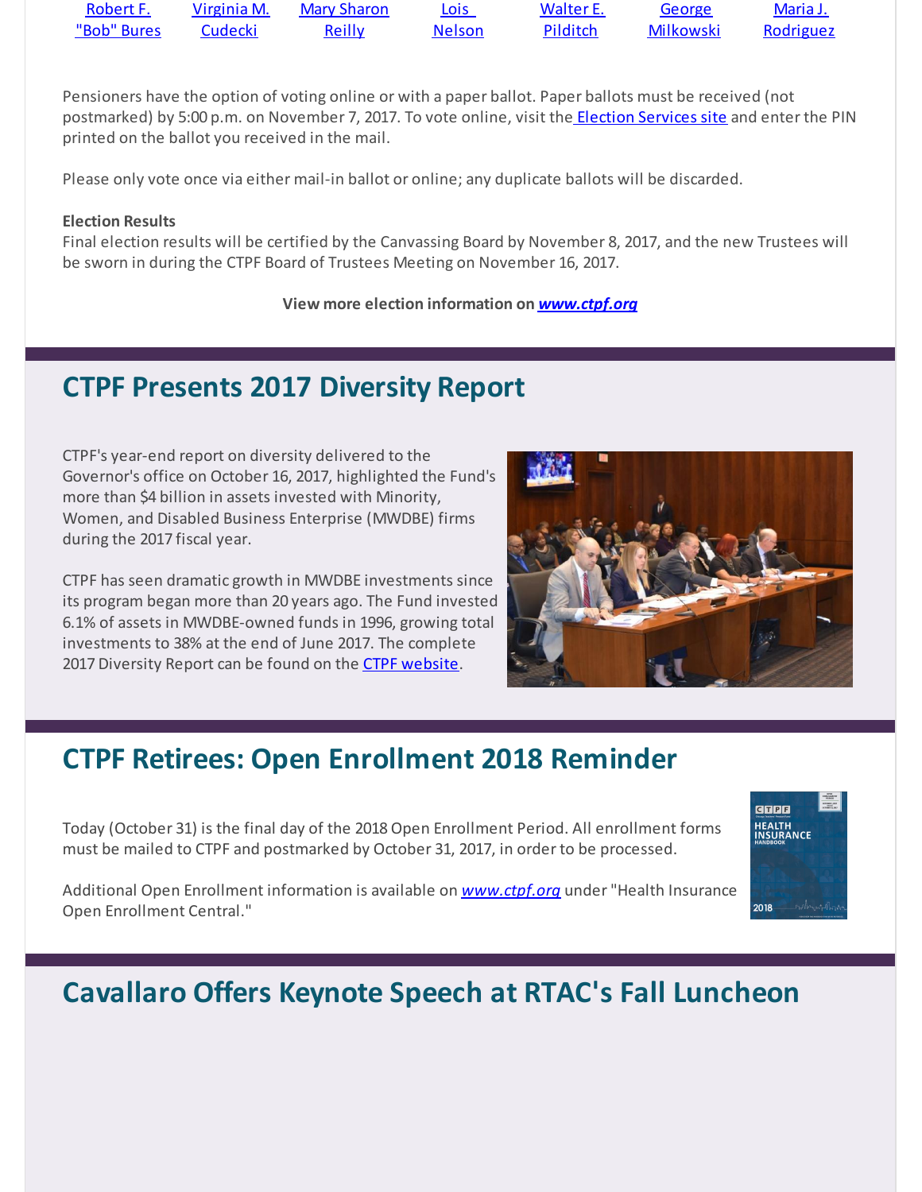| Robert F. "Bob" Bures | Virginia M. Cudecki | Mary Sharon Reilly | Lois Nelson | Walter E. Pilditch | George Milkowski | Maria J. Rodriguez |
|---|---|---|---|---|---|---|

Pensioners have the option of voting online or with a paper ballot. Paper ballots must be received (not postmarked) by 5:00 p.m. on November 7, 2017. To vote online, visit the Election Services site and enter the PIN printed on the ballot you received in the mail.

Please only vote once via either mail-in ballot or online; any duplicate ballots will be discarded.

**Election Results**
Final election results will be certified by the Canvassing Board by November 8, 2017, and the new Trustees will be sworn in during the CTPF Board of Trustees Meeting on November 16, 2017.

**View more election information on *www.ctpf.org***

## CTPF Presents 2017 Diversity Report

CTPF's year-end report on diversity delivered to the Governor's office on October 16, 2017, highlighted the Fund's more than $4 billion in assets invested with Minority, Women, and Disabled Business Enterprise (MWDBE) firms during the 2017 fiscal year.

CTPF has seen dramatic growth in MWDBE investments since its program began more than 20 years ago. The Fund invested 6.1% of assets in MWDBE-owned funds in 1996, growing total investments to 38% at the end of June 2017. The complete 2017 Diversity Report can be found on the CTPF website.

## CTPF Retirees: Open Enrollment 2018 Reminder

Today (October 31) is the final day of the 2018 Open Enrollment Period. All enrollment forms must be mailed to CTPF and postmarked by October 31, 2017, in order to be processed.

Additional Open Enrollment information is available on *www.ctpf.org* under "Health Insurance Open Enrollment Central."

## Cavallaro Offers Keynote Speech at RTAC's Fall Luncheon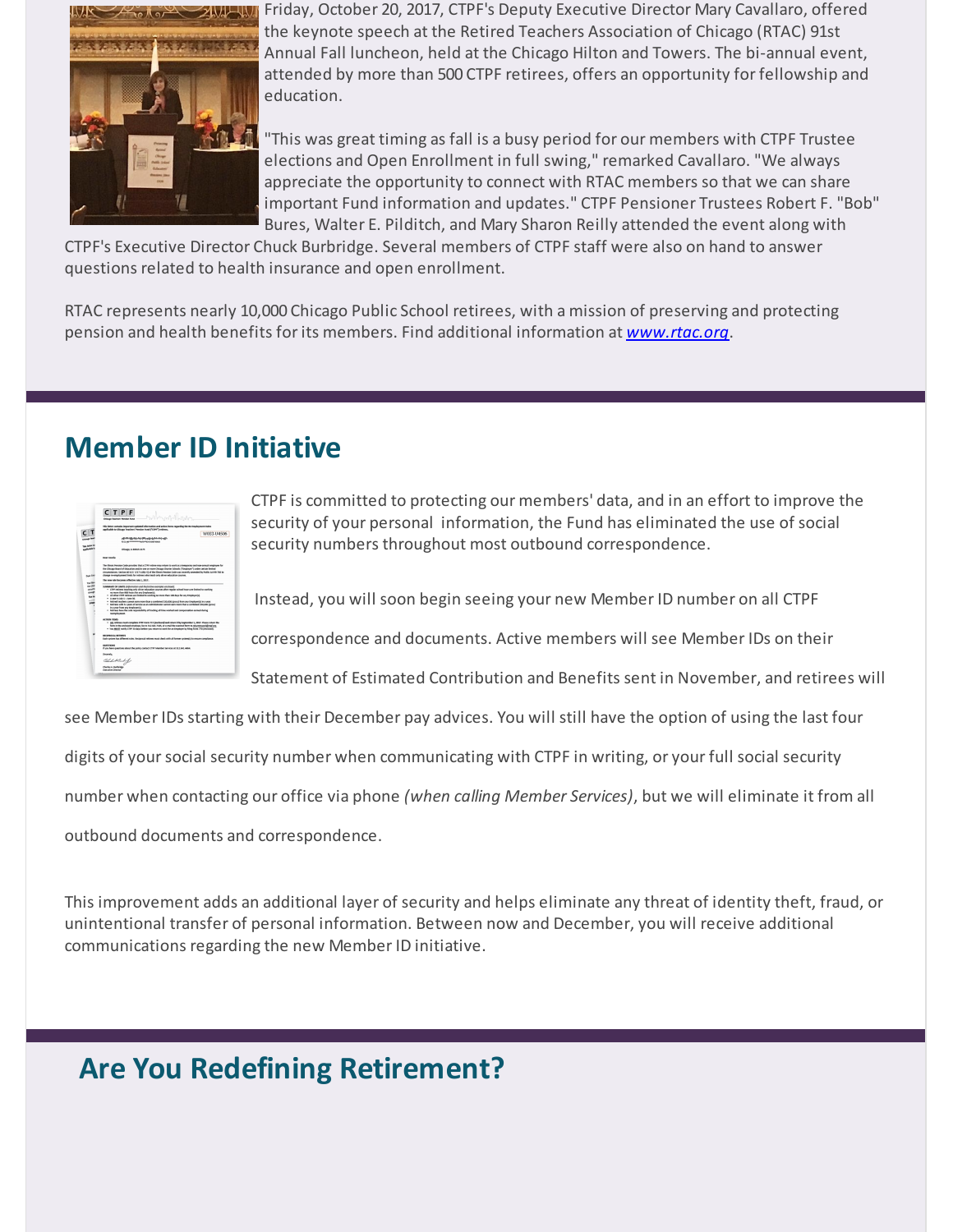Friday, October 20, 2017, CTPF's Deputy Executive Director Mary Cavallaro, offered the keynote speech at the Retired Teachers Association of Chicago (RTAC) 91st Annual Fall luncheon, held at the Chicago Hilton and Towers. The bi-annual event, attended by more than 500 CTPF retirees, offers an opportunity for fellowship and education.

"This was great timing as fall is a busy period for our members with CTPF Trustee elections and Open Enrollment in full swing," remarked Cavallaro. "We always appreciate the opportunity to connect with RTAC members so that we can share important Fund information and updates." CTPF Pensioner Trustees Robert F. "Bob" Bures, Walter E. Pilditch, and Mary Sharon Reilly attended the event along with CTPF's Executive Director Chuck Burbridge. Several members of CTPF staff were also on hand to answer questions related to health insurance and open enrollment.

RTAC represents nearly 10,000 Chicago Public School retirees, with a mission of preserving and protecting pension and health benefits for its members. Find additional information at *www.rtac.org*.

## Member ID Initiative

CTPF is committed to protecting our members' data, and in an effort to improve the security of your personal information, the Fund has eliminated the use of social security numbers throughout most outbound correspondence.

Instead, you will soon begin seeing your new Member ID number on all CTPF correspondence and documents. Active members will see Member IDs on their Statement of Estimated Contribution and Benefits sent in November, and retirees will see Member IDs starting with their December pay advices. You will still have the option of using the last four digits of your social security number when communicating with CTPF in writing, or your full social security number when contacting our office via phone *(when calling Member Services)*, but we will eliminate it from all outbound documents and correspondence.

This improvement adds an additional layer of security and helps eliminate any threat of identity theft, fraud, or unintentional transfer of personal information. Between now and December, you will receive additional communications regarding the new Member ID initiative.

## Are You Redefining Retirement?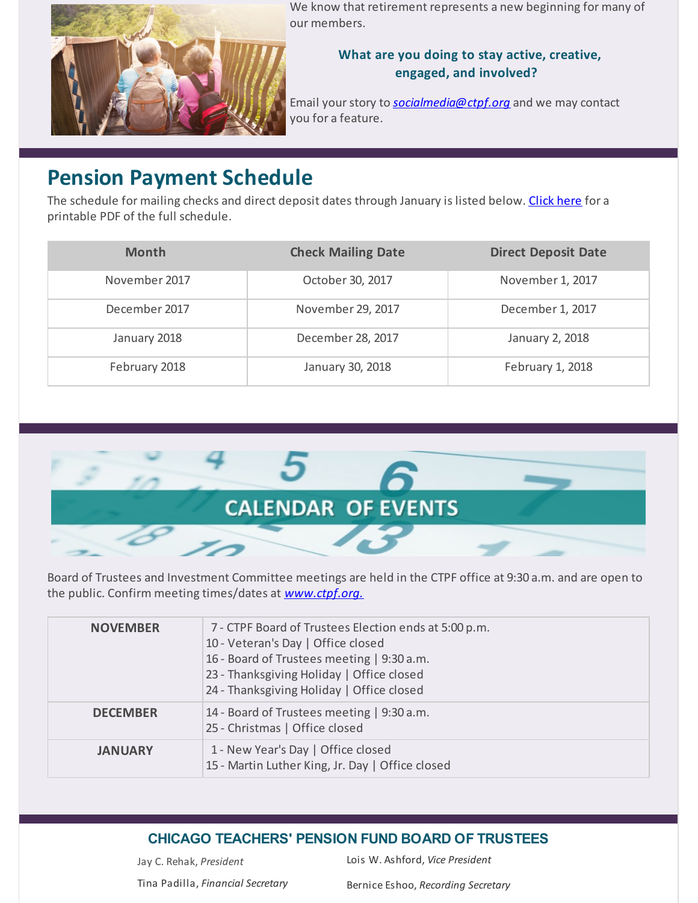We know that retirement represents a new beginning for many of our members.

**What are you doing to stay active, creative, engaged, and involved?**

Email your story to *socialmedia@ctpf.org* and we may contact you for a feature.

## Pension Payment Schedule

The schedule for mailing checks and direct deposit dates through January is listed below. Click here for a printable PDF of the full schedule.

| Month | Check Mailing Date | Direct Deposit Date |
| --- | --- | --- |
| November 2017 | October 30, 2017 | November 1, 2017 |
| December 2017 | November 29, 2017 | December 1, 2017 |
| January 2018 | December 28, 2017 | January 2, 2018 |
| February 2018 | January 30, 2018 | February 1, 2018 |

## CALENDAR OF EVENTS

Board of Trustees and Investment Committee meetings are held in the CTPF office at 9:30 a.m. and are open to the public. Confirm meeting times/dates at *www.ctpf.org.*

| | |
| --- | --- |
| **NOVEMBER** | 7 - CTPF Board of Trustees Election ends at 5:00 p.m.<br>10 - Veteran's Day \| Office closed<br>16 - Board of Trustees meeting \| 9:30 a.m.<br>23 - Thanksgiving Holiday \| Office closed<br>24 - Thanksgiving Holiday \| Office closed |
| **DECEMBER** | 14 - Board of Trustees meeting \| 9:30 a.m.<br>25 - Christmas \| Office closed |
| **JANUARY** | 1 - New Year's Day \| Office closed<br>15 - Martin Luther King, Jr. Day \| Office closed |

### CHICAGO TEACHERS' PENSION FUND BOARD OF TRUSTEES

Jay C. Rehak, *President*

Lois W. Ashford, *Vice President*

Tina Padilla, *Financial Secretary*

Bernice Eshoo, *Recording Secretary*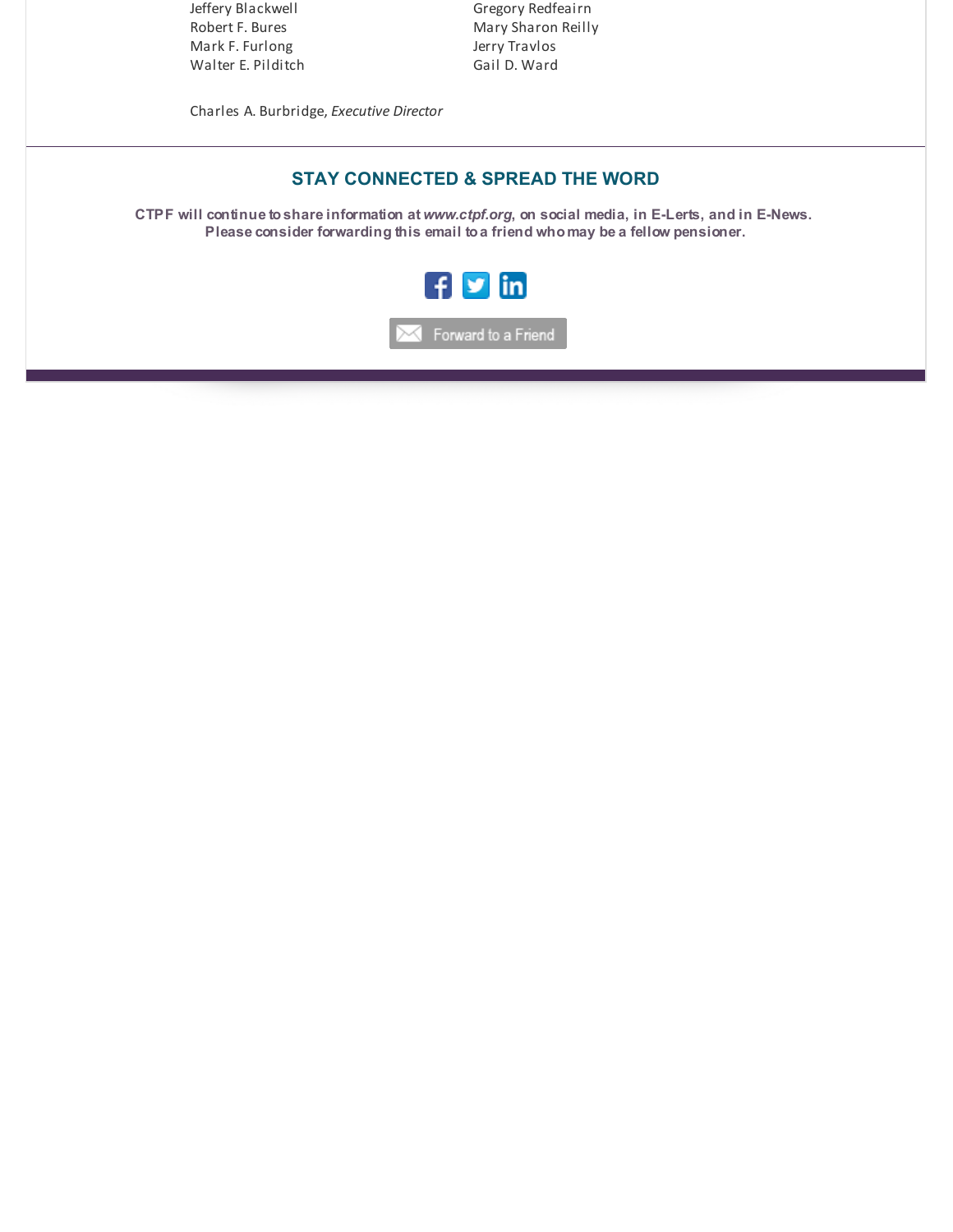Jeffery Blackwell
Robert F. Bures
Mark F. Furlong
Walter E. Pilditch
Gregory Redfeairn
Mary Sharon Reilly
Jerry Travlos
Gail D. Ward

Charles A. Burbridge, *Executive Director*

## STAY CONNECTED & SPREAD THE WORD

**CTPF will continue to share information at *www.ctpf.org*, on social media, in E-Lerts, and in E-News. Please consider forwarding this email to a friend who may be a fellow pensioner.**

Forward to a Friend